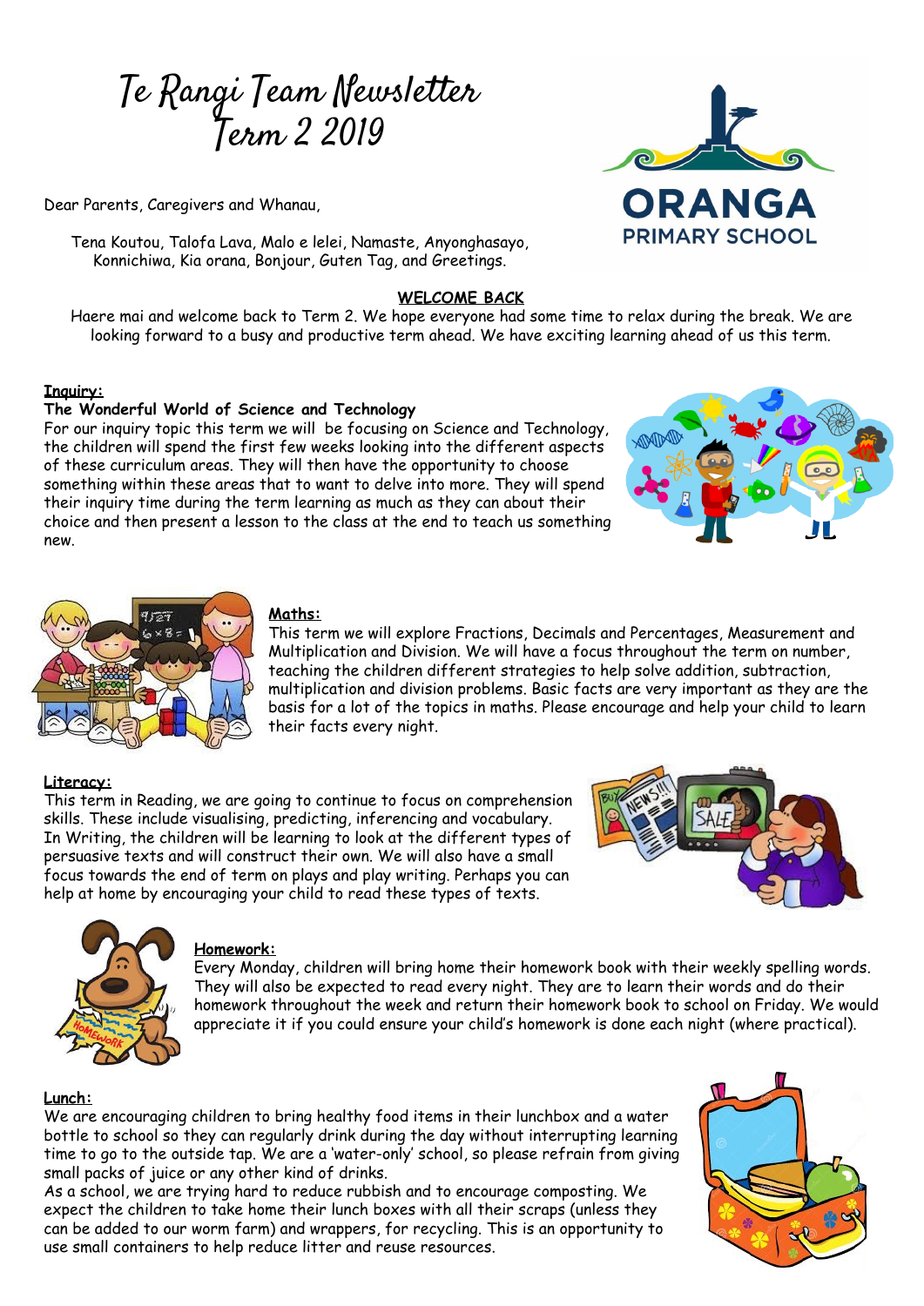# Te Rangi Team Newsletter
# Term 2 2019

ORANGA PRIMARY SCHOOL

Dear Parents, Caregivers and Whanau,

Tena Koutou, Talofa Lava, Malo e lelei, Namaste, Anyonghasayo, Konnichiwa, Kia orana, Bonjour, Guten Tag, and Greetings.

## WELCOME BACK

Haere mai and welcome back to Term 2. We hope everyone had some time to relax during the break. We are looking forward to a busy and productive term ahead. We have exciting learning ahead of us this term.

### Inquiry:

**The Wonderful World of Science and Technology**

For our inquiry topic this term we will be focusing on Science and Technology, the children will spend the first few weeks looking into the different aspects of these curriculum areas. They will then have the opportunity to choose something within these areas that to want to delve into more. They will spend their inquiry time during the term learning as much as they can about their choice and then present a lesson to the class at the end to teach us something new.

### Maths:

This term we will explore Fractions, Decimals and Percentages, Measurement and Multiplication and Division. We will have a focus throughout the term on number, teaching the children different strategies to help solve addition, subtraction, multiplication and division problems. Basic facts are very important as they are the basis for a lot of the topics in maths. Please encourage and help your child to learn their facts every night.

### Literacy:

This term in Reading, we are going to continue to focus on comprehension skills. These include visualising, predicting, inferencing and vocabulary. In Writing, the children will be learning to look at the different types of persuasive texts and will construct their own. We will also have a small focus towards the end of term on plays and play writing. Perhaps you can help at home by encouraging your child to read these types of texts.

### Homework:

Every Monday, children will bring home their homework book with their weekly spelling words. They will also be expected to read every night. They are to learn their words and do their homework throughout the week and return their homework book to school on Friday. We would appreciate it if you could ensure your child's homework is done each night (where practical).

### Lunch:

We are encouraging children to bring healthy food items in their lunchbox and a water bottle to school so they can regularly drink during the day without interrupting learning time to go to the outside tap. We are a 'water-only' school, so please refrain from giving small packs of juice or any other kind of drinks.

As a school, we are trying hard to reduce rubbish and to encourage composting. We expect the children to take home their lunch boxes with all their scraps (unless they can be added to our worm farm) and wrappers, for recycling. This is an opportunity to use small containers to help reduce litter and reuse resources.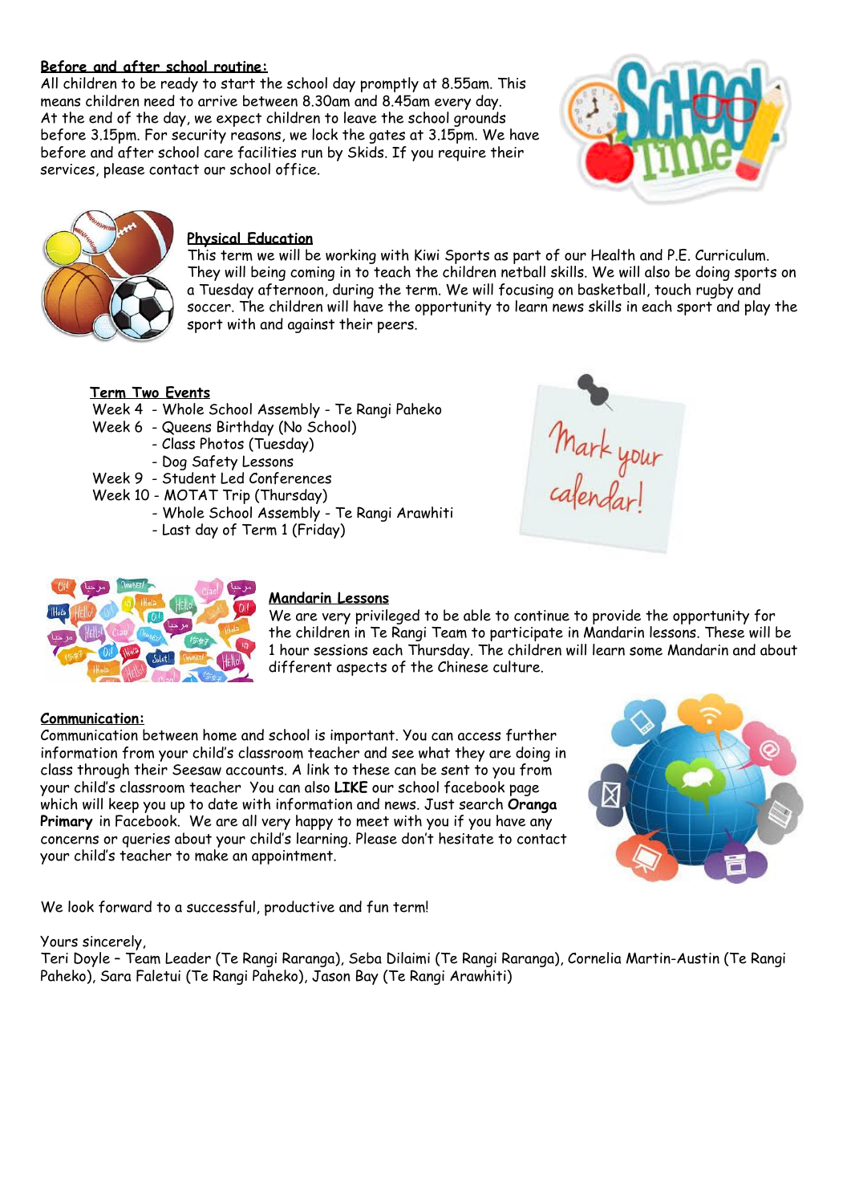**Before and after school routine:**

All children to be ready to start the school day promptly at 8.55am. This means children need to arrive between 8.30am and 8.45am every day. At the end of the day, we expect children to leave the school grounds before 3.15pm. For security reasons, we lock the gates at 3.15pm. We have before and after school care facilities run by Skids. If you require their services, please contact our school office.

**Physical Education**

This term we will be working with Kiwi Sports as part of our Health and P.E. Curriculum. They will being coming in to teach the children netball skills. We will also be doing sports on a Tuesday afternoon, during the term. We will focusing on basketball, touch rugby and soccer. The children will have the opportunity to learn news skills in each sport and play the sport with and against their peers.

**Term Two Events**

Week 4 - Whole School Assembly - Te Rangi Paheko
Week 6 - Queens Birthday (No School)
- Class Photos (Tuesday)
- Dog Safety Lessons

Week 9 - Student Led Conferences
Week 10 - MOTAT Trip (Thursday)
- Whole School Assembly - Te Rangi Arawhiti
- Last day of Term 1 (Friday)

Mark your calendar!

**Mandarin Lessons**

We are very privileged to be able to continue to provide the opportunity for the children in Te Rangi Team to participate in Mandarin lessons. These will be 1 hour sessions each Thursday. The children will learn some Mandarin and about different aspects of the Chinese culture.

**Communication:**

Communication between home and school is important. You can access further information from your child's classroom teacher and see what they are doing in class through their Seesaw accounts. A link to these can be sent to you from your child's classroom teacher You can also **LIKE** our school facebook page which will keep you up to date with information and news. Just search **Oranga Primary** in Facebook. We are all very happy to meet with you if you have any concerns or queries about your child's learning. Please don't hesitate to contact your child's teacher to make an appointment.

We look forward to a successful, productive and fun term!

Yours sincerely,
Teri Doyle – Team Leader (Te Rangi Raranga), Seba Dilaimi (Te Rangi Raranga), Cornelia Martin-Austin (Te Rangi Paheko), Sara Faletui (Te Rangi Paheko), Jason Bay (Te Rangi Arawhiti)